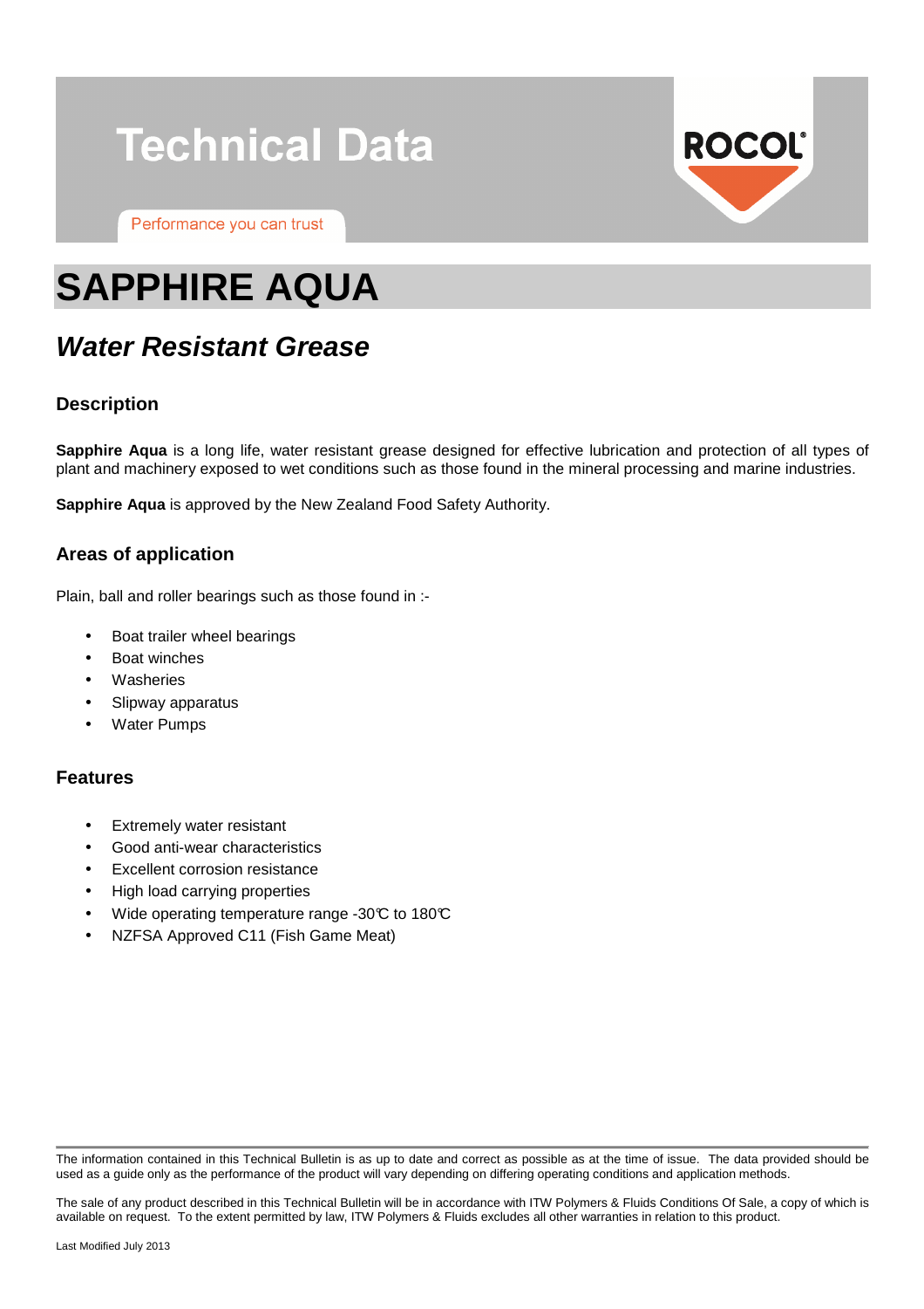# Technical Data

Performance you can trust

ROCOL

# SAPPHIRE AQUA

## *Water Resistant Grease*

### Description

**Sapphire Aqua** is a long life, water resistant grease designed for effective lubrication and protection of all types of plant and machinery exposed to wet conditions such as those found in the mineral processing and marine industries.

**Sapphire Aqua** is approved by the New Zealand Food Safety Authority.

### Areas of application

Plain, ball and roller bearings such as those found in :-

- Boat trailer wheel bearings
- Boat winches
- Washeries
- Slipway apparatus
- Water Pumps

### Features

- Extremely water resistant
- Good anti-wear characteristics
- Excellent corrosion resistance
- High load carrying properties
- Wide operating temperature range -30°C to 180°C
- NZFSA Approved C11 (Fish Game Meat)

---

The information contained in this Technical Bulletin is as up to date and correct as possible as at the time of issue. The data provided should be used as a guide only as the performance of the product will vary depending on differing operating conditions and application methods.

The sale of any product described in this Technical Bulletin will be in accordance with ITW Polymers & Fluids Conditions Of Sale, a copy of which is available on request. To the extent permitted by law, ITW Polymers & Fluids excludes all other warranties in relation to this product.

Last Modified July 2013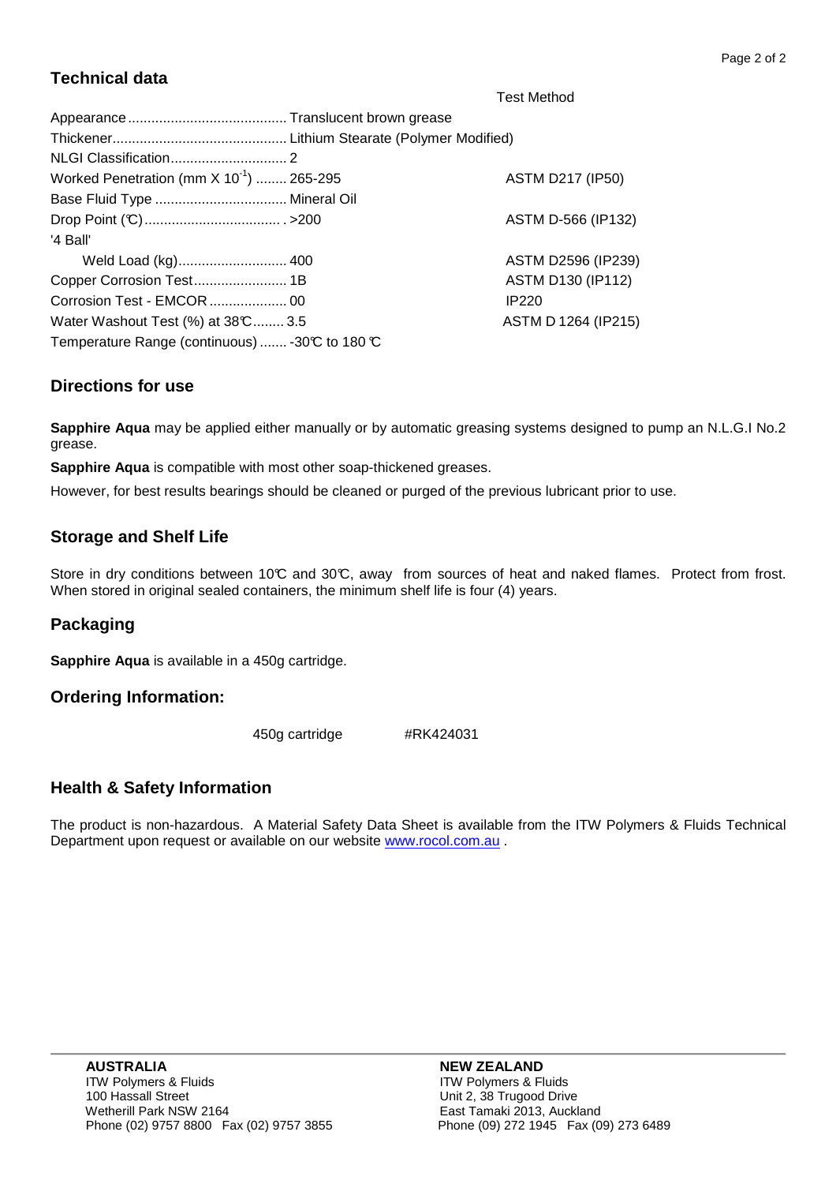## Technical data

| | | Test Method |
|---|---|---|
| Appearance | Translucent brown grease | |
| Thickener | Lithium Stearate (Polymer Modified) | |
| NLGI Classification | 2 | |
| Worked Penetration (mm X $10^{-1}$) | 265-295 | ASTM D217 (IP50) |
| Base Fluid Type | Mineral Oil | |
| Drop Point (℃) | >200 | ASTM D-566 (IP132) |
| '4 Ball' | | |
| Weld Load (kg) | 400 | ASTM D2596 (IP239) |
| Copper Corrosion Test | 1B | ASTM D130 (IP112) |
| Corrosion Test - EMCOR | 00 | IP220 |
| Water Washout Test (%) at 38℃ | 3.5 | ASTM D 1264 (IP215) |
| Temperature Range (continuous) | -30℃ to 180 ℃ | |

## Directions for use

**Sapphire Aqua** may be applied either manually or by automatic greasing systems designed to pump an N.L.G.I No.2 grease.

**Sapphire Aqua** is compatible with most other soap-thickened greases.

However, for best results bearings should be cleaned or purged of the previous lubricant prior to use.

## Storage and Shelf Life

Store in dry conditions between 10℃ and 30℃, away from sources of heat and naked flames. Protect from frost. When stored in original sealed containers, the minimum shelf life is four (4) years.

## Packaging

**Sapphire Aqua** is available in a 450g cartridge.

## Ordering Information:

450g cartridge #RK424031

## Health & Safety Information

The product is non-hazardous. A Material Safety Data Sheet is available from the ITW Polymers & Fluids Technical Department upon request or available on our website www.rocol.com.au .

**AUSTRALIA**
ITW Polymers & Fluids
100 Hassall Street
Wetherill Park NSW 2164
Phone (02) 9757 8800 Fax (02) 9757 3855

**NEW ZEALAND**
ITW Polymers & Fluids
Unit 2, 38 Trugood Drive
East Tamaki 2013, Auckland
Phone (09) 272 1945 Fax (09) 273 6489